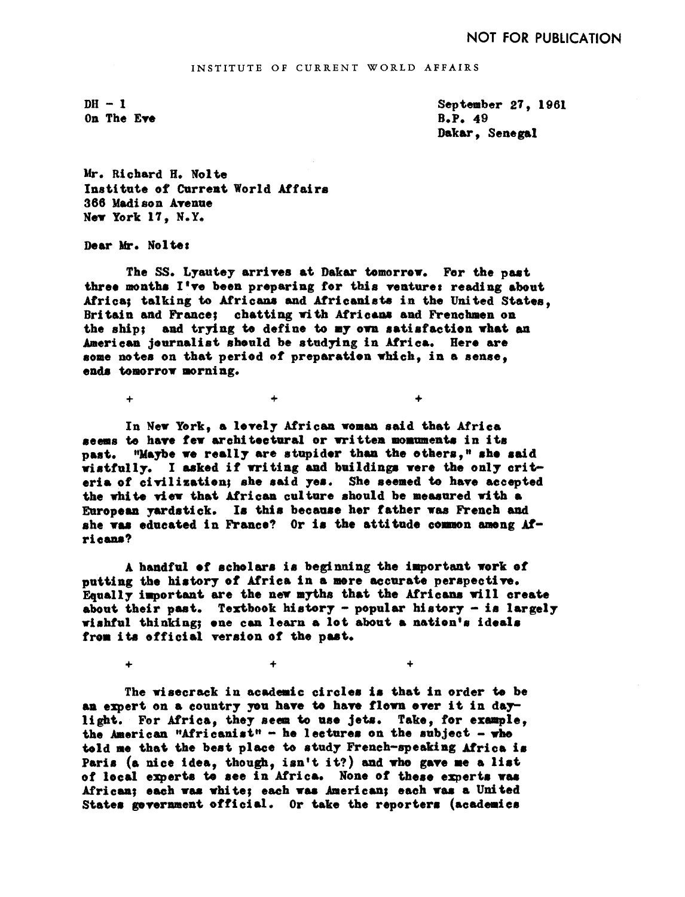NOT FOR PUBLICATION

INSTITUTE OF CURRENT WORLD AFFAIRS

DH - 1
On The Eve

September 27, 1961
B.P. 49
Dakar, Senegal

Mr. Richard H. Nolte
Institute of Current World Affairs
366 Madison Avenue
New York 17, N.Y.

Dear Mr. Nolte:

The SS. Lyautey arrives at Dakar tomorrow. For the past three months I've been preparing for this venture: reading about Africa; talking to Africans and Africanists in the United States, Britain and France; chatting with Africans and Frenchmen on the ship; and trying to define to my own satisfaction what an American journalist should be studying in Africa. Here are some notes on that period of preparation which, in a sense, ends tomorrow morning.

\+ + +

In New York, a lovely African woman said that Africa seems to have few architectural or written monuments in its past. "Maybe we really are stupider than the others," she said wistfully. I asked if writing and buildings were the only criteria of civilization; she said yes. She seemed to have accepted the white view that African culture should be measured with a European yardstick. Is this because her father was French and she was educated in France? Or is the attitude common among Africans?

A handful of scholars is beginning the important work of putting the history of Africa in a more accurate perspective. Equally important are the new myths that the Africans will create about their past. Textbook history - popular history - is largely wishful thinking; one can learn a lot about a nation's ideals from its official version of the past.

\+ + +

The wisecrack in academic circles is that in order to be an expert on a country you have to have flown over it in daylight. For Africa, they seem to use jets. Take, for example, the American "Africanist" - he lectures on the subject - who told me that the best place to study French-speaking Africa is Paris (a nice idea, though, isn't it?) and who gave me a list of local experts to see in Africa. None of these experts was African; each was white; each was American; each was a United States government official. Or take the reporters (academics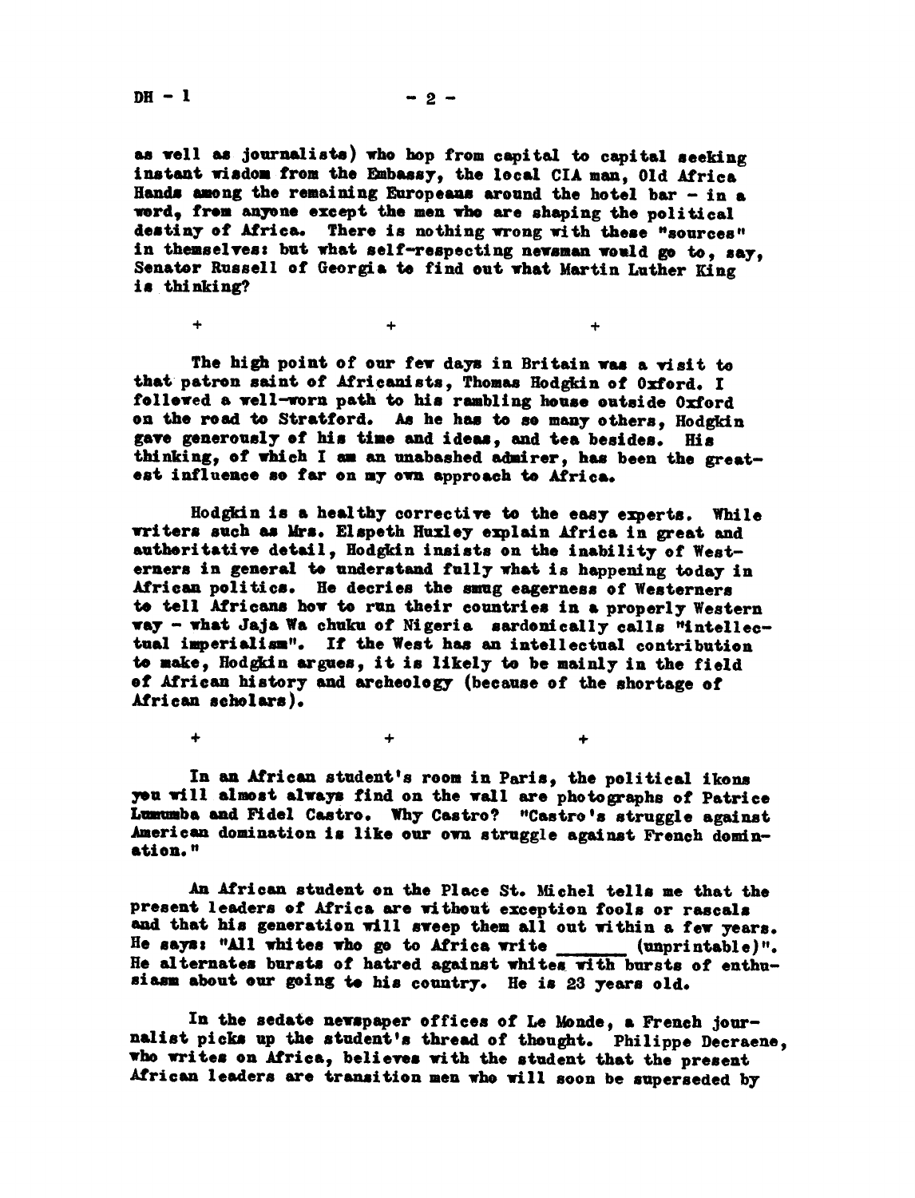as well as journalists) who hop from capital to capital seeking instant wisdom from the Embassy, the local CIA man, Old Africa Hands among the remaining Europeans around the hotel bar - in a word, from anyone except the men who are shaping the political destiny of Africa. There is nothing wrong with these "sources" in themselves: but what self-respecting newsman would go to, say, Senator Russell of Georgia to find out what Martin Luther King is thinking?

\+ + +

The high point of our few days in Britain was a visit to that patron saint of Africanists, Thomas Hodgkin of Oxford. I followed a well-worn path to his rambling house outside Oxford on the road to Stratford. As he has to so many others, Hodgkin gave generously of his time and ideas, and tea besides. His thinking, of which I am an unabashed admirer, has been the greatest influence so far on my own approach to Africa.

Hodgkin is a healthy corrective to the easy experts. While writers such as Mrs. Elspeth Huxley explain Africa in great and authoritative detail, Hodgkin insists on the inability of Westerners in general to understand fully what is happening today in African politics. He decries the smug eagerness of Westerners to tell Africans how to run their countries in a properly Western way - what Jaja Wa chuku of Nigeria sardonically calls "intellectual imperialism". If the West has an intellectual contribution to make, Hodgkin argues, it is likely to be mainly in the field of African history and archeology (because of the shortage of African scholars).

\+ + +

In an African student's room in Paris, the political ikons you will almost always find on the wall are photographs of Patrice Lumumba and Fidel Castro. Why Castro? "Castro's struggle against American domination is like our own struggle against French domination."

An African student on the Place St. Michel tells me that the present leaders of Africa are without exception fools or rascals and that his generation will sweep them all out within a few years. He says: "All whites who go to Africa write _______ (unprintable)". He alternates bursts of hatred against whites with bursts of enthusiasm about our going to his country. He is 23 years old.

In the sedate newspaper offices of Le Monde, a French journalist picks up the student's thread of thought. Philippe Decraene, who writes on Africa, believes with the student that the present African leaders are transition men who will soon be superseded by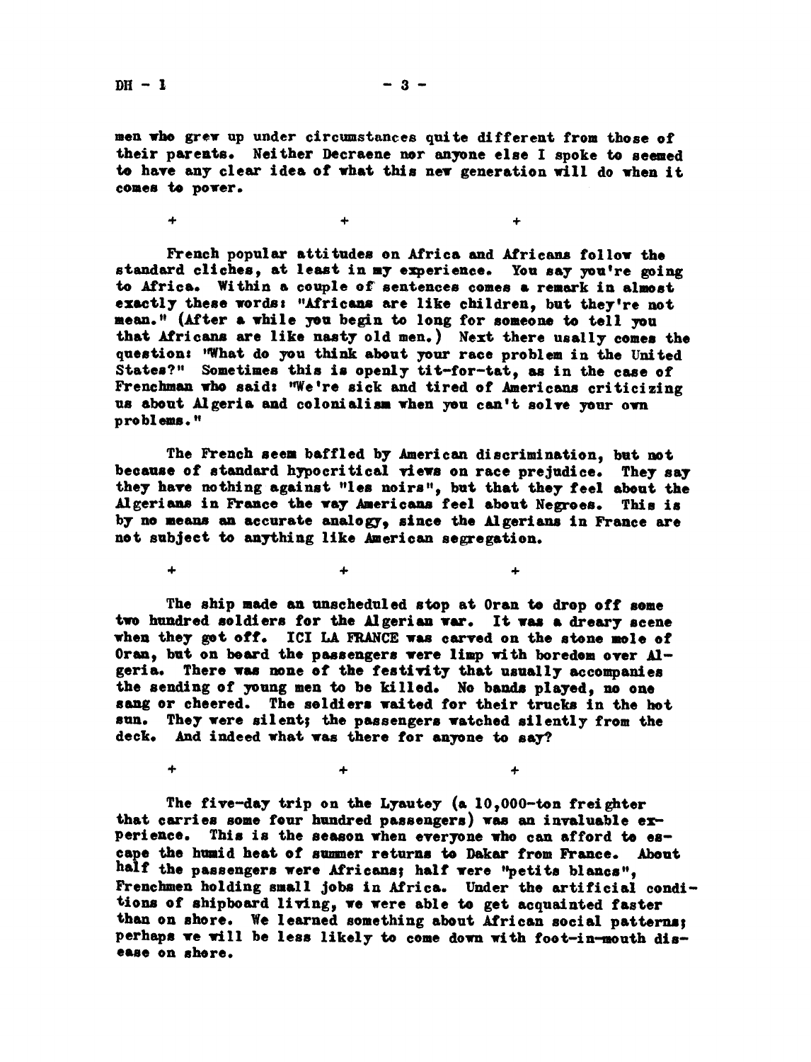men who grew up under circumstances quite different from those of their parents. Neither Decraene nor anyone else I spoke to seemed to have any clear idea of what this new generation will do when it comes to power.

+ + +

French popular attitudes on Africa and Africans follow the standard cliches, at least in my experience. You say you're going to Africa. Within a couple of sentences comes a remark in almost exactly these words: "Africans are like children, but they're not mean." (After a while you begin to long for someone to tell you that Africans are like nasty old men.) Next there usally comes the question: "What do you think about your race problem in the United States?" Sometimes this is openly tit-for-tat, as in the case of Frenchman who said: "We're sick and tired of Americans criticizing us about Algeria and colonialism when you can't solve your own problems."

The French seem baffled by American discrimination, but not because of standard hypocritical views on race prejudice. They say they have nothing against "les noirs", but that they feel about the Algerians in France the way Americans feel about Negroes. This is by no means an accurate analogy, since the Algerians in France are not subject to anything like American segregation.

+ + +

The ship made an unscheduled stop at Oran to drop off some two hundred soldiers for the Algerian war. It was a dreary scene when they got off. ICI LA FRANCE was carved on the stone mole of Oran, but on board the passengers were limp with boredom over Algeria. There was none of the festivity that usually accompanies the sending of young men to be killed. No bands played, no one sang or cheered. The soldiers waited for their trucks in the hot sun. They were silent; the passengers watched silently from the deck. And indeed what was there for anyone to say?

+ + +

The five-day trip on the Lyautey (a 10,000-ton freighter that carries some four hundred passengers) was an invaluable experience. This is the season when everyone who can afford to escape the humid heat of summer returns to Dakar from France. About half the passengers were Africans; half were "petits blancs", Frenchmen holding small jobs in Africa. Under the artificial conditions of shipboard living, we were able to get acquainted faster than on shore. We learned something about African social patterns; perhaps we will be less likely to come down with foot-in-mouth disease on shore.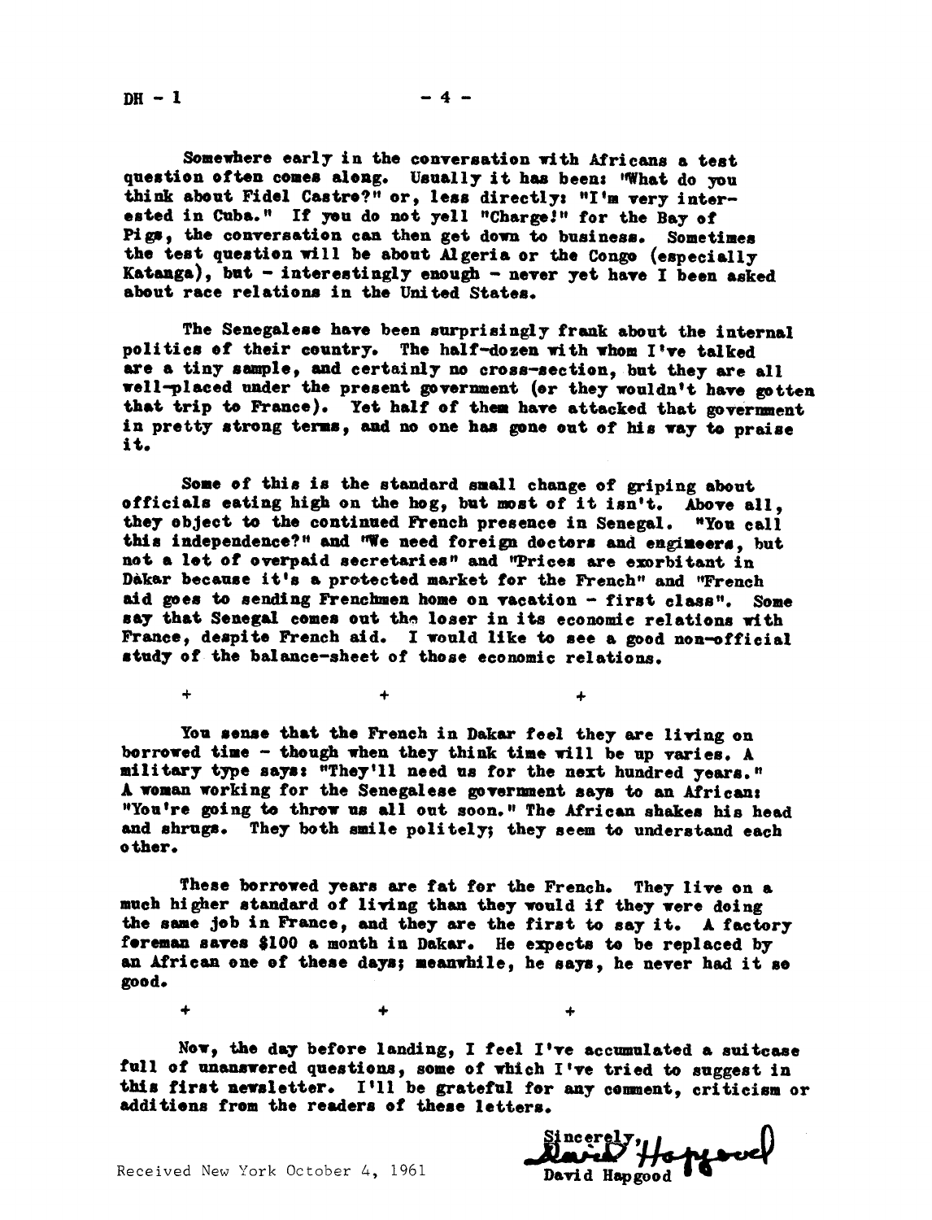Somewhere early in the conversation with Africans a test question often comes along. Usually it has been: "What do you think about Fidel Castro?" or, less directly: "I'm very interested in Cuba." If you do not yell "Charge!" for the Bay of Pigs, the conversation can then get down to business. Sometimes the test question will be about Algeria or the Congo (especially Katanga), but - interestingly enough - never yet have I been asked about race relations in the United States.

The Senegalese have been surprisingly frank about the internal politics of their country. The half-dozen with whom I've talked are a tiny sample, and certainly no cross-section, but they are all well-placed under the present government (or they wouldn't have gotten that trip to France). Yet half of them have attacked that government in pretty strong terms, and no one has gone out of his way to praise it.

Some of this is the standard small change of griping about officials eating high on the hog, but most of it isn't. Above all, they object to the continued French presence in Senegal. "You call this independence?" and "We need foreign doctors and engineers, but not a lot of overpaid secretaries" and "Prices are exorbitant in Dakar because it's a protected market for the French" and "French aid goes to sending Frenchmen home on vacation - first class". Some say that Senegal comes out the loser in its economic relations with France, despite French aid. I would like to see a good non-official study of the balance-sheet of those economic relations.

\+ + +

You sense that the French in Dakar feel they are living on borrowed time - though when they think time will be up varies. A military type says: "They'll need us for the next hundred years." A woman working for the Senegalese government says to an African: "You're going to throw us all out soon." The African shakes his head and shrugs. They both smile politely; they seem to understand each other.

These borrowed years are fat for the French. They live on a much higher standard of living than they would if they were doing the same job in France, and they are the first to say it. A factory foreman saves $100 a month in Dakar. He expects to be replaced by an African one of these days; meanwhile, he says, he never had it so good.

\+ + +

Now, the day before landing, I feel I've accumulated a suitcase full of unanswered questions, some of which I've tried to suggest in this first newsletter. I'll be grateful for any comment, criticism or additions from the readers of these letters.

Sincerely,

David Hapgood

Received New York October 4, 1961